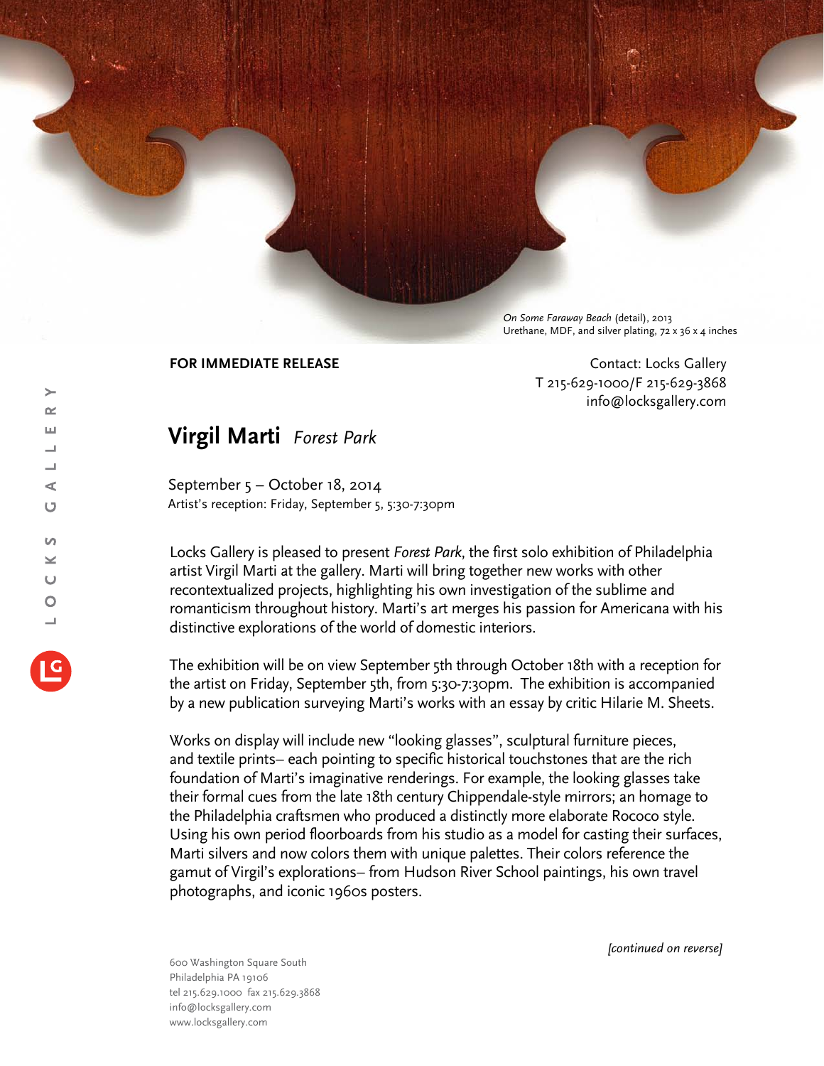*On Some Faraway Beach* (detail), 2013
Urethane, MDF, and silver plating, 72 x 36 x 4 inches

**FOR IMMEDIATE RELEASE**

Contact: Locks Gallery
T 215-629-1000/F 215-629-3868
info@locksgallery.com

# Virgil Marti *Forest Park*

September 5 – October 18, 2014
Artist's reception: Friday, September 5, 5:30-7:30pm

Locks Gallery is pleased to present *Forest Park*, the first solo exhibition of Philadelphia artist Virgil Marti at the gallery. Marti will bring together new works with other recontextualized projects, highlighting his own investigation of the sublime and romanticism throughout history. Marti's art merges his passion for Americana with his distinctive explorations of the world of domestic interiors.

The exhibition will be on view September 5th through October 18th with a reception for the artist on Friday, September 5th, from 5:30-7:30pm. The exhibition is accompanied by a new publication surveying Marti's works with an essay by critic Hilarie M. Sheets.

Works on display will include new "looking glasses", sculptural furniture pieces, and textile prints– each pointing to specific historical touchstones that are the rich foundation of Marti's imaginative renderings. For example, the looking glasses take their formal cues from the late 18th century Chippendale-style mirrors; an homage to the Philadelphia craftsmen who produced a distinctly more elaborate Rococo style. Using his own period floorboards from his studio as a model for casting their surfaces, Marti silvers and now colors them with unique palettes. Their colors reference the gamut of Virgil's explorations– from Hudson River School paintings, his own travel photographs, and iconic 1960s posters.

*[continued on reverse]*

600 Washington Square South
Philadelphia PA 19106
tel 215.629.1000 fax 215.629.3868
info@locksgallery.com
www.locksgallery.com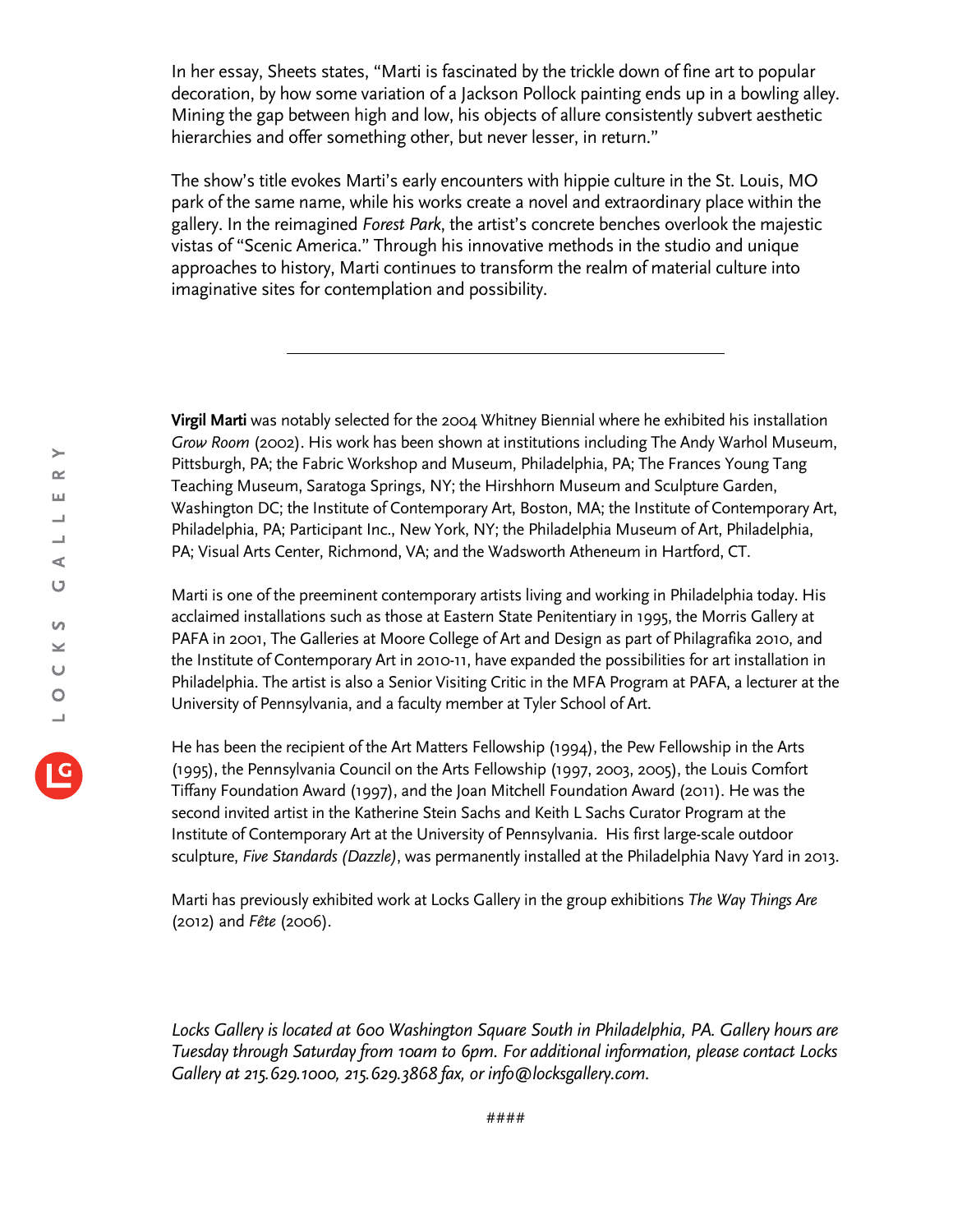In her essay, Sheets states, "Marti is fascinated by the trickle down of fine art to popular decoration, by how some variation of a Jackson Pollock painting ends up in a bowling alley. Mining the gap between high and low, his objects of allure consistently subvert aesthetic hierarchies and offer something other, but never lesser, in return."

The show's title evokes Marti's early encounters with hippie culture in the St. Louis, MO park of the same name, while his works create a novel and extraordinary place within the gallery. In the reimagined *Forest Park*, the artist's concrete benches overlook the majestic vistas of "Scenic America." Through his innovative methods in the studio and unique approaches to history, Marti continues to transform the realm of material culture into imaginative sites for contemplation and possibility.

---

**Virgil Marti** was notably selected for the 2004 Whitney Biennial where he exhibited his installation *Grow Room* (2002). His work has been shown at institutions including The Andy Warhol Museum, Pittsburgh, PA; the Fabric Workshop and Museum, Philadelphia, PA; The Frances Young Tang Teaching Museum, Saratoga Springs, NY; the Hirshhorn Museum and Sculpture Garden, Washington DC; the Institute of Contemporary Art, Boston, MA; the Institute of Contemporary Art, Philadelphia, PA; Participant Inc., New York, NY; the Philadelphia Museum of Art, Philadelphia, PA; Visual Arts Center, Richmond, VA; and the Wadsworth Atheneum in Hartford, CT.

Marti is one of the preeminent contemporary artists living and working in Philadelphia today. His acclaimed installations such as those at Eastern State Penitentiary in 1995, the Morris Gallery at PAFA in 2001, The Galleries at Moore College of Art and Design as part of Philagrafika 2010, and the Institute of Contemporary Art in 2010-11, have expanded the possibilities for art installation in Philadelphia. The artist is also a Senior Visiting Critic in the MFA Program at PAFA, a lecturer at the University of Pennsylvania, and a faculty member at Tyler School of Art.

He has been the recipient of the Art Matters Fellowship (1994), the Pew Fellowship in the Arts (1995), the Pennsylvania Council on the Arts Fellowship (1997, 2003, 2005), the Louis Comfort Tiffany Foundation Award (1997), and the Joan Mitchell Foundation Award (2011). He was the second invited artist in the Katherine Stein Sachs and Keith L Sachs Curator Program at the Institute of Contemporary Art at the University of Pennsylvania. His first large-scale outdoor sculpture, *Five Standards (Dazzle)*, was permanently installed at the Philadelphia Navy Yard in 2013.

Marti has previously exhibited work at Locks Gallery in the group exhibitions *The Way Things Are* (2012) and *Fête* (2006).

*Locks Gallery is located at 600 Washington Square South in Philadelphia, PA. Gallery hours are Tuesday through Saturday from 10am to 6pm. For additional information, please contact Locks Gallery at 215.629.1000, 215.629.3868 fax, or info@locksgallery.com.*

####